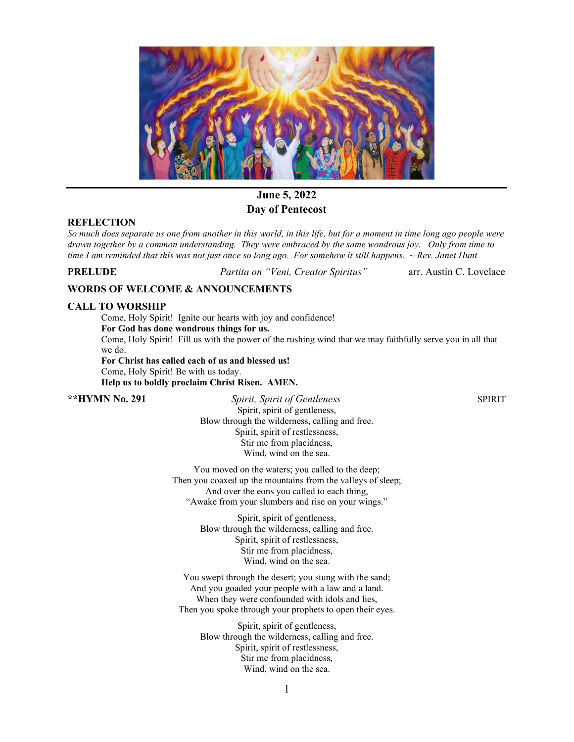## June 5, 2022
## Day of Pentecost

**REFLECTION**

*So much does separate us one from another in this world, in this life, but for a moment in time long ago people were drawn together by a common understanding. They were embraced by the same wondrous joy. Only from time to time I am reminded that this was not just once so long ago. For somehow it still happens.* ~ *Rev. Janet Hunt*

**PRELUDE** *Partita on "Veni, Creator Spiritus"* arr. Austin C. Lovelace

**WORDS OF WELCOME & ANNOUNCEMENTS**

**CALL TO WORSHIP**

Come, Holy Spirit! Ignite our hearts with joy and confidence!
**For God has done wondrous things for us.**
Come, Holy Spirit! Fill us with the power of the rushing wind that we may faithfully serve you in all that we do.
**For Christ has called each of us and blessed us!**
Come, Holy Spirit! Be with us today.
**Help us to boldly proclaim Christ Risen. AMEN.**

**\*\*HYMN No. 291** *Spirit, Spirit of Gentleness* SPIRIT

Spirit, spirit of gentleness,
Blow through the wilderness, calling and free.
Spirit, spirit of restlessness,
Stir me from placidness,
Wind, wind on the sea.

You moved on the waters; you called to the deep;
Then you coaxed up the mountains from the valleys of sleep;
And over the eons you called to each thing,
"Awake from your slumbers and rise on your wings."

Spirit, spirit of gentleness,
Blow through the wilderness, calling and free.
Spirit, spirit of restlessness,
Stir me from placidness,
Wind, wind on the sea.

You swept through the desert; you stung with the sand;
And you goaded your people with a law and a land.
When they were confounded with idols and lies,
Then you spoke through your prophets to open their eyes.

Spirit, spirit of gentleness,
Blow through the wilderness, calling and free.
Spirit, spirit of restlessness,
Stir me from placidness,
Wind, wind on the sea.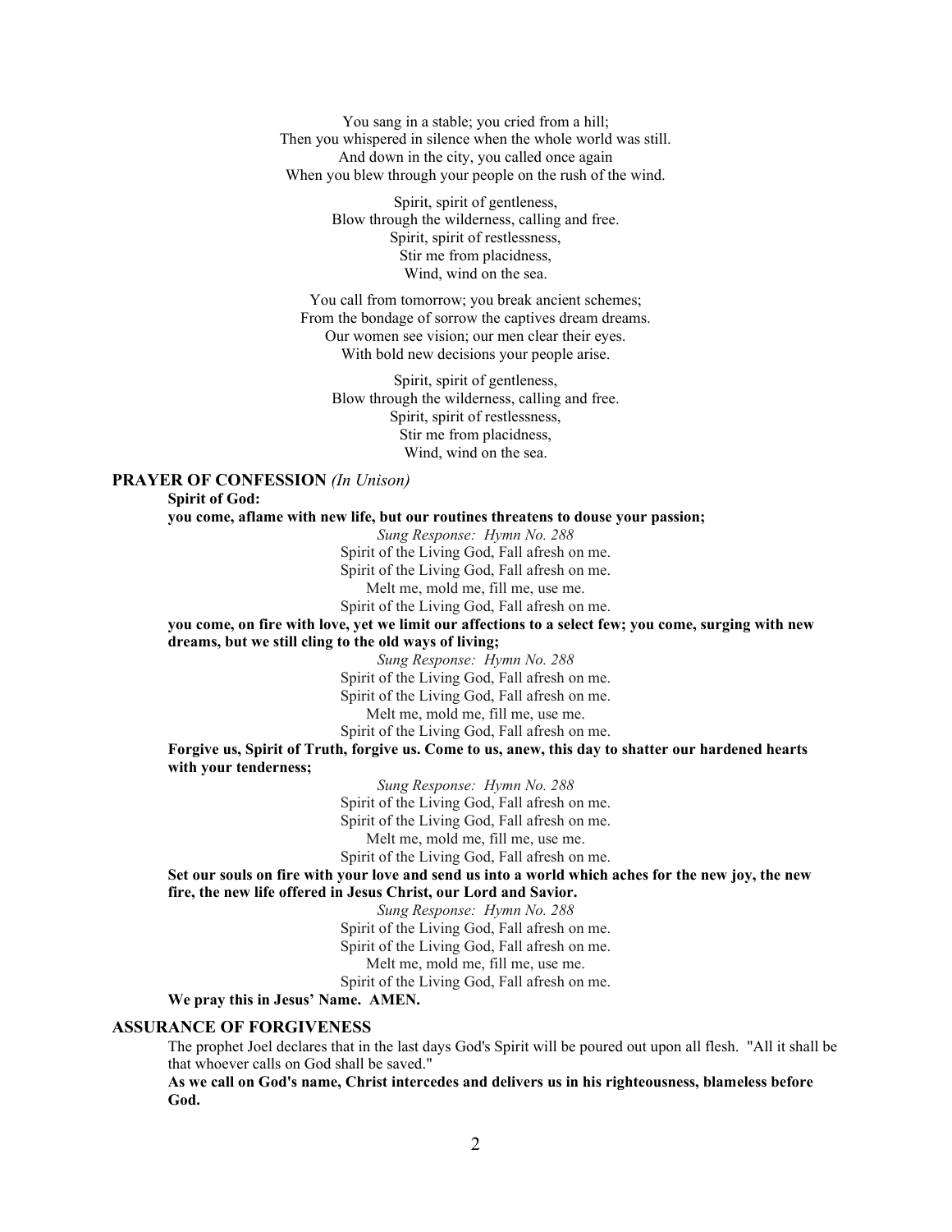You sang in a stable; you cried from a hill;
Then you whispered in silence when the whole world was still.
And down in the city, you called once again
When you blew through your people on the rush of the wind.

Spirit, spirit of gentleness,
Blow through the wilderness, calling and free.
Spirit, spirit of restlessness,
Stir me from placidness,
Wind, wind on the sea.

You call from tomorrow; you break ancient schemes;
From the bondage of sorrow the captives dream dreams.
Our women see vision; our men clear their eyes.
With bold new decisions your people arise.

Spirit, spirit of gentleness,
Blow through the wilderness, calling and free.
Spirit, spirit of restlessness,
Stir me from placidness,
Wind, wind on the sea.

## PRAYER OF CONFESSION *(In Unison)*

**Spirit of God:**

**you come, aflame with new life, but our routines threatens to douse your passion;**

*Sung Response: Hymn No. 288*
Spirit of the Living God, Fall afresh on me.
Spirit of the Living God, Fall afresh on me.
Melt me, mold me, fill me, use me.
Spirit of the Living God, Fall afresh on me.

**you come, on fire with love, yet we limit our affections to a select few; you come, surging with new dreams, but we still cling to the old ways of living;**

*Sung Response: Hymn No. 288*
Spirit of the Living God, Fall afresh on me.
Spirit of the Living God, Fall afresh on me.
Melt me, mold me, fill me, use me.
Spirit of the Living God, Fall afresh on me.

**Forgive us, Spirit of Truth, forgive us. Come to us, anew, this day to shatter our hardened hearts with your tenderness;**

*Sung Response: Hymn No. 288*
Spirit of the Living God, Fall afresh on me.
Spirit of the Living God, Fall afresh on me.
Melt me, mold me, fill me, use me.
Spirit of the Living God, Fall afresh on me.

**Set our souls on fire with your love and send us into a world which aches for the new joy, the new fire, the new life offered in Jesus Christ, our Lord and Savior.**

*Sung Response: Hymn No. 288*
Spirit of the Living God, Fall afresh on me.
Spirit of the Living God, Fall afresh on me.
Melt me, mold me, fill me, use me.
Spirit of the Living God, Fall afresh on me.

**We pray this in Jesus' Name. AMEN.**

## ASSURANCE OF FORGIVENESS

The prophet Joel declares that in the last days God's Spirit will be poured out upon all flesh. "All it shall be that whoever calls on God shall be saved."

**As we call on God's name, Christ intercedes and delivers us in his righteousness, blameless before God.**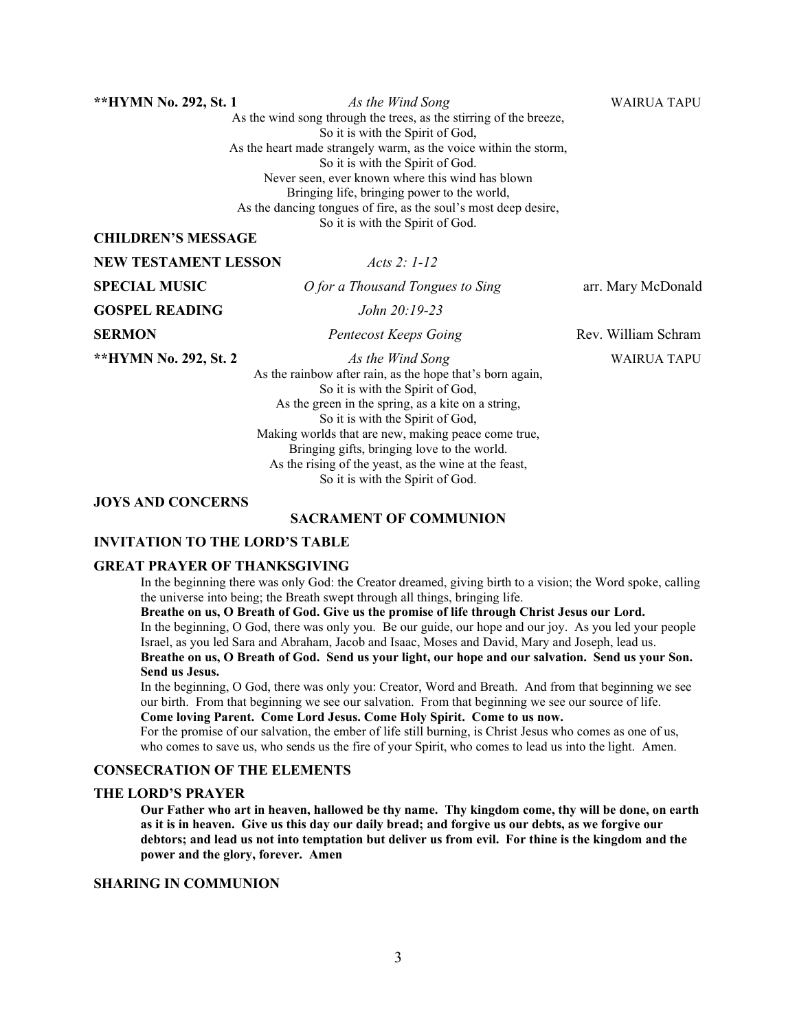**\*\*HYMN No. 292, St. 1** *As the Wind Song* WAIRUA TAPU

As the wind song through the trees, as the stirring of the breeze,
So it is with the Spirit of God,
As the heart made strangely warm, as the voice within the storm,
So it is with the Spirit of God.
Never seen, ever known where this wind has blown
Bringing life, bringing power to the world,
As the dancing tongues of fire, as the soul's most deep desire,
So it is with the Spirit of God.

**CHILDREN'S MESSAGE**

**NEW TESTAMENT LESSON** *Acts 2: 1-12*

**SPECIAL MUSIC** *O for a Thousand Tongues to Sing* arr. Mary McDonald

**GOSPEL READING** *John 20:19-23*

**SERMON** *Pentecost Keeps Going* Rev. William Schram

**\*\*HYMN No. 292, St. 2** *As the Wind Song* WAIRUA TAPU

As the rainbow after rain, as the hope that's born again,
So it is with the Spirit of God,
As the green in the spring, as a kite on a string,
So it is with the Spirit of God,
Making worlds that are new, making peace come true,
Bringing gifts, bringing love to the world.
As the rising of the yeast, as the wine at the feast,
So it is with the Spirit of God.

**JOYS AND CONCERNS**

## SACRAMENT OF COMMUNION

**INVITATION TO THE LORD'S TABLE**

**GREAT PRAYER OF THANKSGIVING**

In the beginning there was only God: the Creator dreamed, giving birth to a vision; the Word spoke, calling the universe into being; the Breath swept through all things, bringing life.

**Breathe on us, O Breath of God. Give us the promise of life through Christ Jesus our Lord.**

In the beginning, O God, there was only you. Be our guide, our hope and our joy. As you led your people Israel, as you led Sara and Abraham, Jacob and Isaac, Moses and David, Mary and Joseph, lead us.

**Breathe on us, O Breath of God. Send us your light, our hope and our salvation. Send us your Son. Send us Jesus.**

In the beginning, O God, there was only you: Creator, Word and Breath. And from that beginning we see our birth. From that beginning we see our salvation. From that beginning we see our source of life.

**Come loving Parent. Come Lord Jesus. Come Holy Spirit. Come to us now.**

For the promise of our salvation, the ember of life still burning, is Christ Jesus who comes as one of us, who comes to save us, who sends us the fire of your Spirit, who comes to lead us into the light. Amen.

**CONSECRATION OF THE ELEMENTS**

**THE LORD'S PRAYER**

**Our Father who art in heaven, hallowed be thy name. Thy kingdom come, thy will be done, on earth as it is in heaven. Give us this day our daily bread; and forgive us our debts, as we forgive our debtors; and lead us not into temptation but deliver us from evil. For thine is the kingdom and the power and the glory, forever. Amen**

**SHARING IN COMMUNION**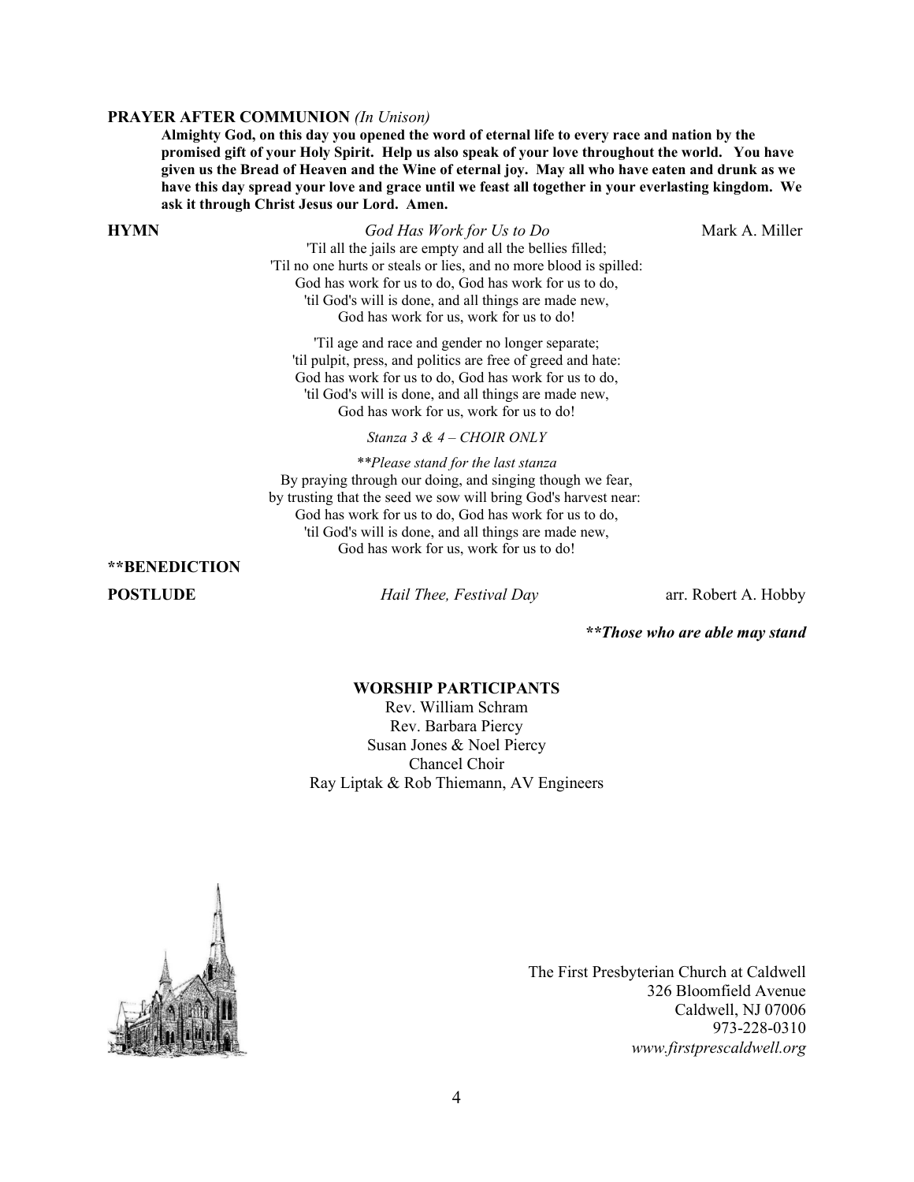**PRAYER AFTER COMMUNION** *(In Unison)*

**Almighty God, on this day you opened the word of eternal life to every race and nation by the promised gift of your Holy Spirit. Help us also speak of your love throughout the world. You have given us the Bread of Heaven and the Wine of eternal joy. May all who have eaten and drunk as we have this day spread your love and grace until we feast all together in your everlasting kingdom. We ask it through Christ Jesus our Lord. Amen.**

**HYMN** *God Has Work for Us to Do* Mark A. Miller

'Til all the jails are empty and all the bellies filled;
'Til no one hurts or steals or lies, and no more blood is spilled:
God has work for us to do, God has work for us to do,
'til God's will is done, and all things are made new,
God has work for us, work for us to do!

'Til age and race and gender no longer separate;
'til pulpit, press, and politics are free of greed and hate:
God has work for us to do, God has work for us to do,
'til God's will is done, and all things are made new,
God has work for us, work for us to do!

*Stanza 3 & 4 – CHOIR ONLY*

*\*\*Please stand for the last stanza*
By praying through our doing, and singing though we fear,
by trusting that the seed we sow will bring God's harvest near:
God has work for us to do, God has work for us to do,
'til God's will is done, and all things are made new,
God has work for us, work for us to do!

**\*\*BENEDICTION**

**POSTLUDE** *Hail Thee, Festival Day* arr. Robert A. Hobby

***\*\*Those who are able may stand***

**WORSHIP PARTICIPANTS**

Rev. William Schram
Rev. Barbara Piercy
Susan Jones & Noel Piercy
Chancel Choir
Ray Liptak & Rob Thiemann, AV Engineers

The First Presbyterian Church at Caldwell
326 Bloomfield Avenue
Caldwell, NJ 07006
973-228-0310
*www.firstprescaldwell.org*